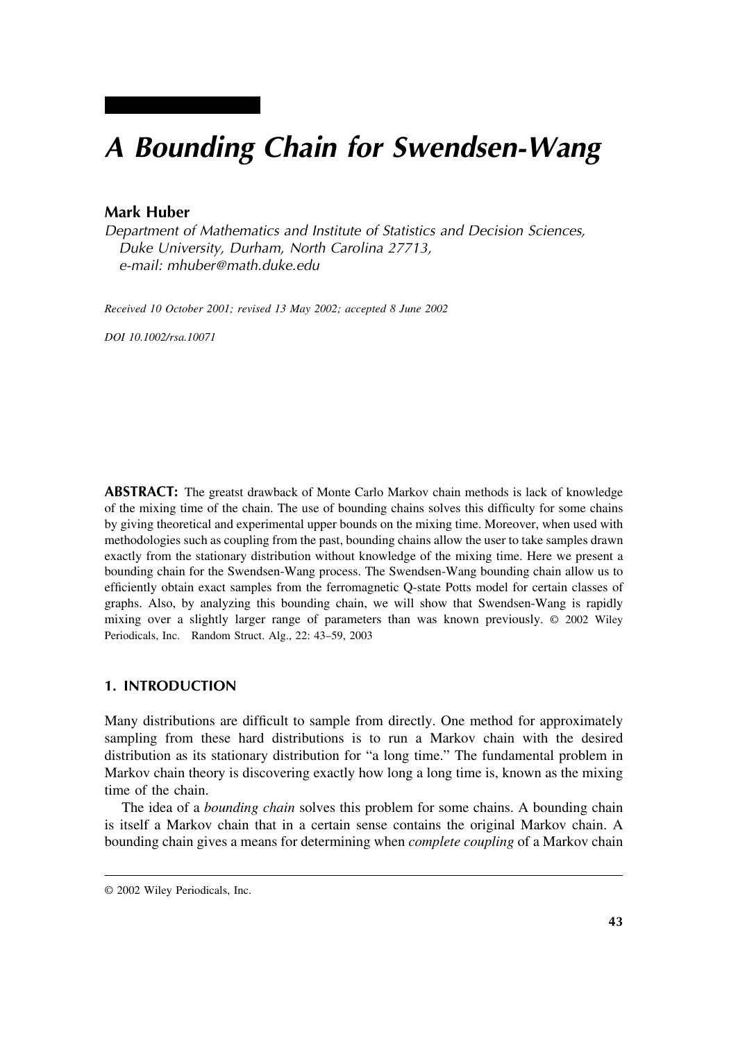# A Bounding Chain for Swendsen-Wang

**Mark Huber**

*Department of Mathematics and Institute of Statistics and Decision Sciences, Duke University, Durham, North Carolina 27713, e-mail: mhuber@math.duke.edu*

*Received 10 October 2001; revised 13 May 2002; accepted 8 June 2002*

*DOI 10.1002/rsa.10071*

**ABSTRACT:** The greatst drawback of Monte Carlo Markov chain methods is lack of knowledge of the mixing time of the chain. The use of bounding chains solves this difficulty for some chains by giving theoretical and experimental upper bounds on the mixing time. Moreover, when used with methodologies such as coupling from the past, bounding chains allow the user to take samples drawn exactly from the stationary distribution without knowledge of the mixing time. Here we present a bounding chain for the Swendsen-Wang process. The Swendsen-Wang bounding chain allow us to efficiently obtain exact samples from the ferromagnetic Q-state Potts model for certain classes of graphs. Also, by analyzing this bounding chain, we will show that Swendsen-Wang is rapidly mixing over a slightly larger range of parameters than was known previously. © 2002 Wiley Periodicals, Inc. Random Struct. Alg., 22: 43–59, 2003

## 1. INTRODUCTION

Many distributions are difficult to sample from directly. One method for approximately sampling from these hard distributions is to run a Markov chain with the desired distribution as its stationary distribution for "a long time." The fundamental problem in Markov chain theory is discovering exactly how long a long time is, known as the mixing time of the chain.

The idea of a *bounding chain* solves this problem for some chains. A bounding chain is itself a Markov chain that in a certain sense contains the original Markov chain. A bounding chain gives a means for determining when *complete coupling* of a Markov chain

© 2002 Wiley Periodicals, Inc.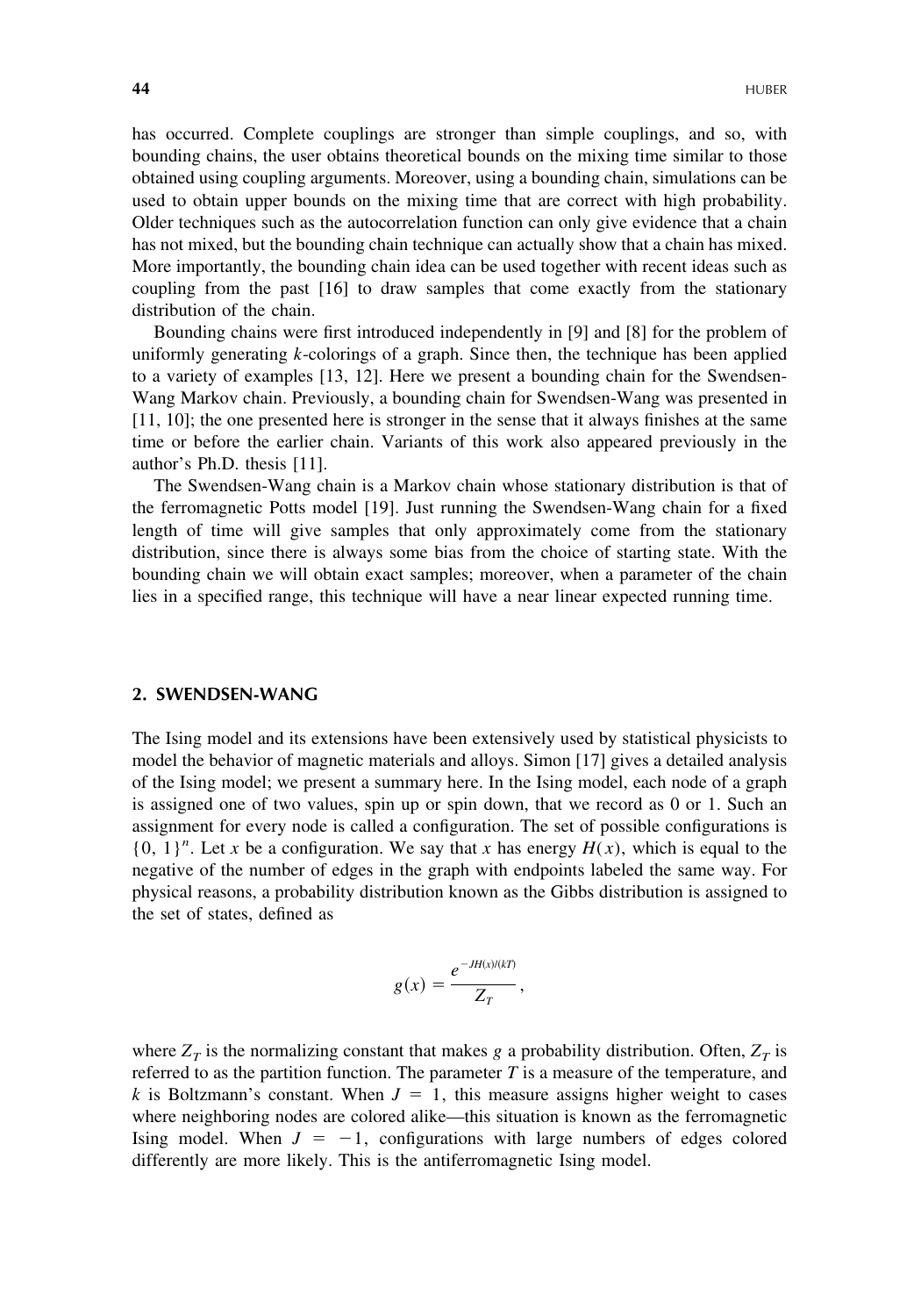has occurred. Complete couplings are stronger than simple couplings, and so, with bounding chains, the user obtains theoretical bounds on the mixing time similar to those obtained using coupling arguments. Moreover, using a bounding chain, simulations can be used to obtain upper bounds on the mixing time that are correct with high probability. Older techniques such as the autocorrelation function can only give evidence that a chain has not mixed, but the bounding chain technique can actually show that a chain has mixed. More importantly, the bounding chain idea can be used together with recent ideas such as coupling from the past [16] to draw samples that come exactly from the stationary distribution of the chain.

Bounding chains were first introduced independently in [9] and [8] for the problem of uniformly generating $k$-colorings of a graph. Since then, the technique has been applied to a variety of examples [13, 12]. Here we present a bounding chain for the Swendsen-Wang Markov chain. Previously, a bounding chain for Swendsen-Wang was presented in [11, 10]; the one presented here is stronger in the sense that it always finishes at the same time or before the earlier chain. Variants of this work also appeared previously in the author's Ph.D. thesis [11].

The Swendsen-Wang chain is a Markov chain whose stationary distribution is that of the ferromagnetic Potts model [19]. Just running the Swendsen-Wang chain for a fixed length of time will give samples that only approximately come from the stationary distribution, since there is always some bias from the choice of starting state. With the bounding chain we will obtain exact samples; moreover, when a parameter of the chain lies in a specified range, this technique will have a near linear expected running time.

## 2. SWENDSEN-WANG

The Ising model and its extensions have been extensively used by statistical physicists to model the behavior of magnetic materials and alloys. Simon [17] gives a detailed analysis of the Ising model; we present a summary here. In the Ising model, each node of a graph is assigned one of two values, spin up or spin down, that we record as 0 or 1. Such an assignment for every node is called a configuration. The set of possible configurations is $\{0, 1\}^n$. Let $x$ be a configuration. We say that $x$ has energy $H(x)$, which is equal to the negative of the number of edges in the graph with endpoints labeled the same way. For physical reasons, a probability distribution known as the Gibbs distribution is assigned to the set of states, defined as

$$g(x) = \frac{e^{-JH(x)/(kT)}}{Z_T},$$

where $Z_T$ is the normalizing constant that makes $g$ a probability distribution. Often, $Z_T$ is referred to as the partition function. The parameter $T$ is a measure of the temperature, and $k$ is Boltzmann's constant. When $J = 1$, this measure assigns higher weight to cases where neighboring nodes are colored alike—this situation is known as the ferromagnetic Ising model. When $J = -1$, configurations with large numbers of edges colored differently are more likely. This is the antiferromagnetic Ising model.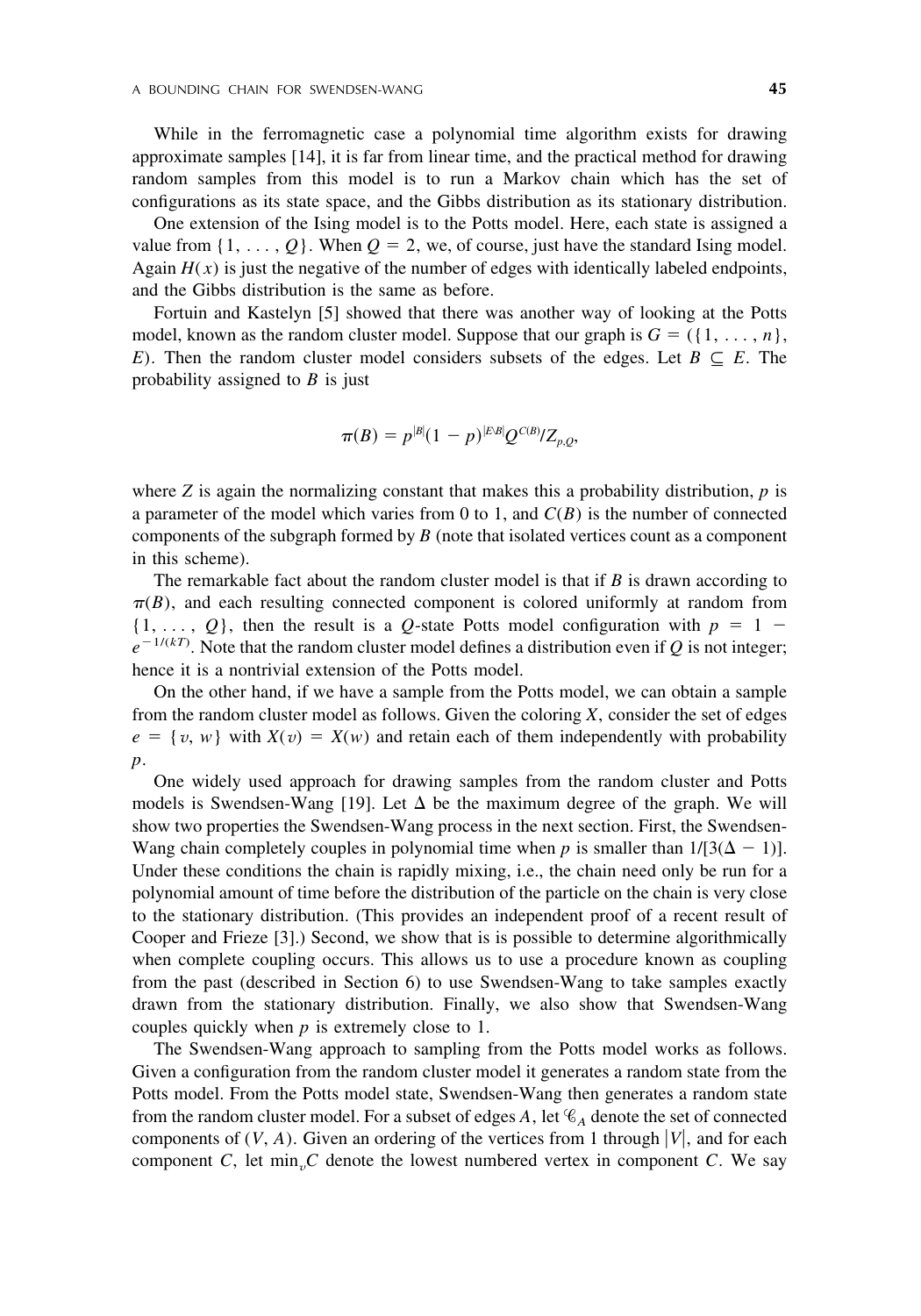While in the ferromagnetic case a polynomial time algorithm exists for drawing approximate samples [14], it is far from linear time, and the practical method for drawing random samples from this model is to run a Markov chain which has the set of configurations as its state space, and the Gibbs distribution as its stationary distribution.

One extension of the Ising model is to the Potts model. Here, each state is assigned a value from $\{1, \ldots, Q\}$. When $Q = 2$, we, of course, just have the standard Ising model. Again $H(x)$ is just the negative of the number of edges with identically labeled endpoints, and the Gibbs distribution is the same as before.

Fortuin and Kastelyn [5] showed that there was another way of looking at the Potts model, known as the random cluster model. Suppose that our graph is $G = (\{1, \ldots, n\}, E)$. Then the random cluster model considers subsets of the edges. Let $B \subseteq E$. The probability assigned to $B$ is just

$$\pi(B) = p^{|B|}(1 - p)^{|E \setminus B|} Q^{C(B)} / Z_{p,Q},$$

where $Z$ is again the normalizing constant that makes this a probability distribution, $p$ is a parameter of the model which varies from 0 to 1, and $C(B)$ is the number of connected components of the subgraph formed by $B$ (note that isolated vertices count as a component in this scheme).

The remarkable fact about the random cluster model is that if $B$ is drawn according to $\pi(B)$, and each resulting connected component is colored uniformly at random from $\{1, \ldots, Q\}$, then the result is a $Q$-state Potts model configuration with $p = 1 - e^{-1/(kT)}$. Note that the random cluster model defines a distribution even if $Q$ is not integer; hence it is a nontrivial extension of the Potts model.

On the other hand, if we have a sample from the Potts model, we can obtain a sample from the random cluster model as follows. Given the coloring $X$, consider the set of edges $e = \{v, w\}$ with $X(v) = X(w)$ and retain each of them independently with probability $p$.

One widely used approach for drawing samples from the random cluster and Potts models is Swendsen-Wang [19]. Let $\Delta$ be the maximum degree of the graph. We will show two properties the Swendsen-Wang process in the next section. First, the Swendsen-Wang chain completely couples in polynomial time when $p$ is smaller than $1/[3(\Delta - 1)]$. Under these conditions the chain is rapidly mixing, i.e., the chain need only be run for a polynomial amount of time before the distribution of the particle on the chain is very close to the stationary distribution. (This provides an independent proof of a recent result of Cooper and Frieze [3].) Second, we show that is is possible to determine algorithmically when complete coupling occurs. This allows us to use a procedure known as coupling from the past (described in Section 6) to use Swendsen-Wang to take samples exactly drawn from the stationary distribution. Finally, we also show that Swendsen-Wang couples quickly when $p$ is extremely close to 1.

The Swendsen-Wang approach to sampling from the Potts model works as follows. Given a configuration from the random cluster model it generates a random state from the Potts model. From the Potts model state, Swendsen-Wang then generates a random state from the random cluster model. For a subset of edges $A$, let $\mathscr{C}_A$ denote the set of connected components of $(V, A)$. Given an ordering of the vertices from 1 through $|V|$, and for each component $C$, let $\min_v C$ denote the lowest numbered vertex in component $C$. We say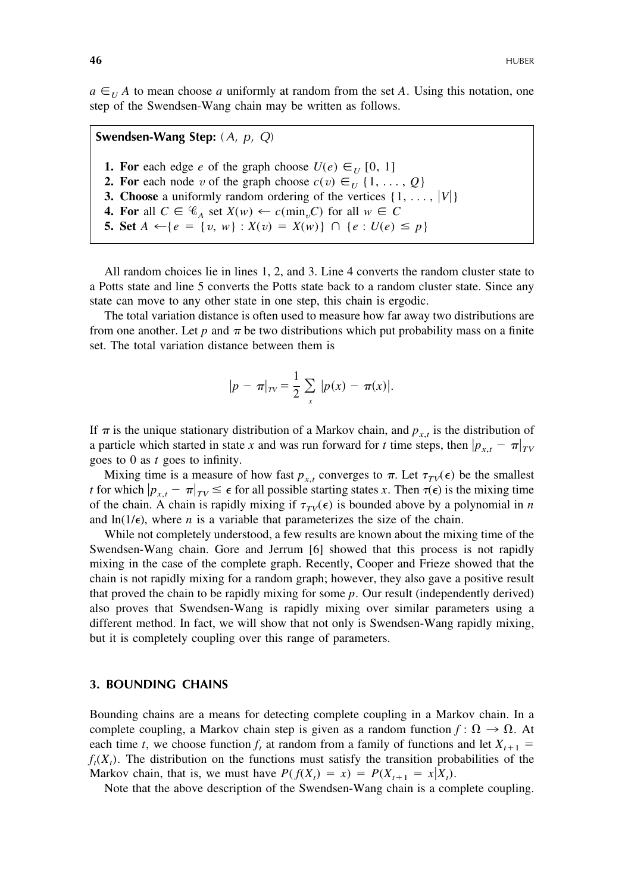$a \in_U A$ to mean choose $a$ uniformly at random from the set $A$. Using this notation, one step of the Swendsen-Wang chain may be written as follows.

**Swendsen-Wang Step:** $(A, p, Q)$

1. **For** each edge $e$ of the graph choose $U(e) \in_U [0, 1]$
2. **For** each node $v$ of the graph choose $c(v) \in_U \{1, \ldots, Q\}$
3. **Choose** a uniformly random ordering of the vertices $\{1, \ldots, |V|\}$
4. **For** all $C \in \mathscr{C}_A$ set $X(w) \leftarrow c(\min_v C)$ for all $w \in C$
5. **Set** $A \leftarrow \{e = \{v, w\} : X(v) = X(w)\} \cap \{e : U(e) \leq p\}$

All random choices lie in lines 1, 2, and 3. Line 4 converts the random cluster state to a Potts state and line 5 converts the Potts state back to a random cluster state. Since any state can move to any other state in one step, this chain is ergodic.

The total variation distance is often used to measure how far away two distributions are from one another. Let $p$ and $\pi$ be two distributions which put probability mass on a finite set. The total variation distance between them is

$$|p - \pi|_{TV} = \frac{1}{2} \sum_x |p(x) - \pi(x)|.$$

If $\pi$ is the unique stationary distribution of a Markov chain, and $p_{x,t}$ is the distribution of a particle which started in state $x$ and was run forward for $t$ time steps, then $|p_{x,t} - \pi|_{TV}$ goes to 0 as $t$ goes to infinity.

Mixing time is a measure of how fast $p_{x,t}$ converges to $\pi$. Let $\tau_{TV}(\epsilon)$ be the smallest $t$ for which $|p_{x,t} - \pi|_{TV} \leq \epsilon$ for all possible starting states $x$. Then $\tau(\epsilon)$ is the mixing time of the chain. A chain is rapidly mixing if $\tau_{TV}(\epsilon)$ is bounded above by a polynomial in $n$ and $\ln(1/\epsilon)$, where $n$ is a variable that parameterizes the size of the chain.

While not completely understood, a few results are known about the mixing time of the Swendsen-Wang chain. Gore and Jerrum [6] showed that this process is not rapidly mixing in the case of the complete graph. Recently, Cooper and Frieze showed that the chain is not rapidly mixing for a random graph; however, they also gave a positive result that proved the chain to be rapidly mixing for some $p$. Our result (independently derived) also proves that Swendsen-Wang is rapidly mixing over similar parameters using a different method. In fact, we will show that not only is Swendsen-Wang rapidly mixing, but it is completely coupling over this range of parameters.

## 3. BOUNDING CHAINS

Bounding chains are a means for detecting complete coupling in a Markov chain. In a complete coupling, a Markov chain step is given as a random function $f : \Omega \to \Omega$. At each time $t$, we choose function $f_t$ at random from a family of functions and let $X_{t+1} = f_t(X_t)$. The distribution on the functions must satisfy the transition probabilities of the Markov chain, that is, we must have $P(f(X_t) = x) = P(X_{t+1} = x | X_t)$.

Note that the above description of the Swendsen-Wang chain is a complete coupling.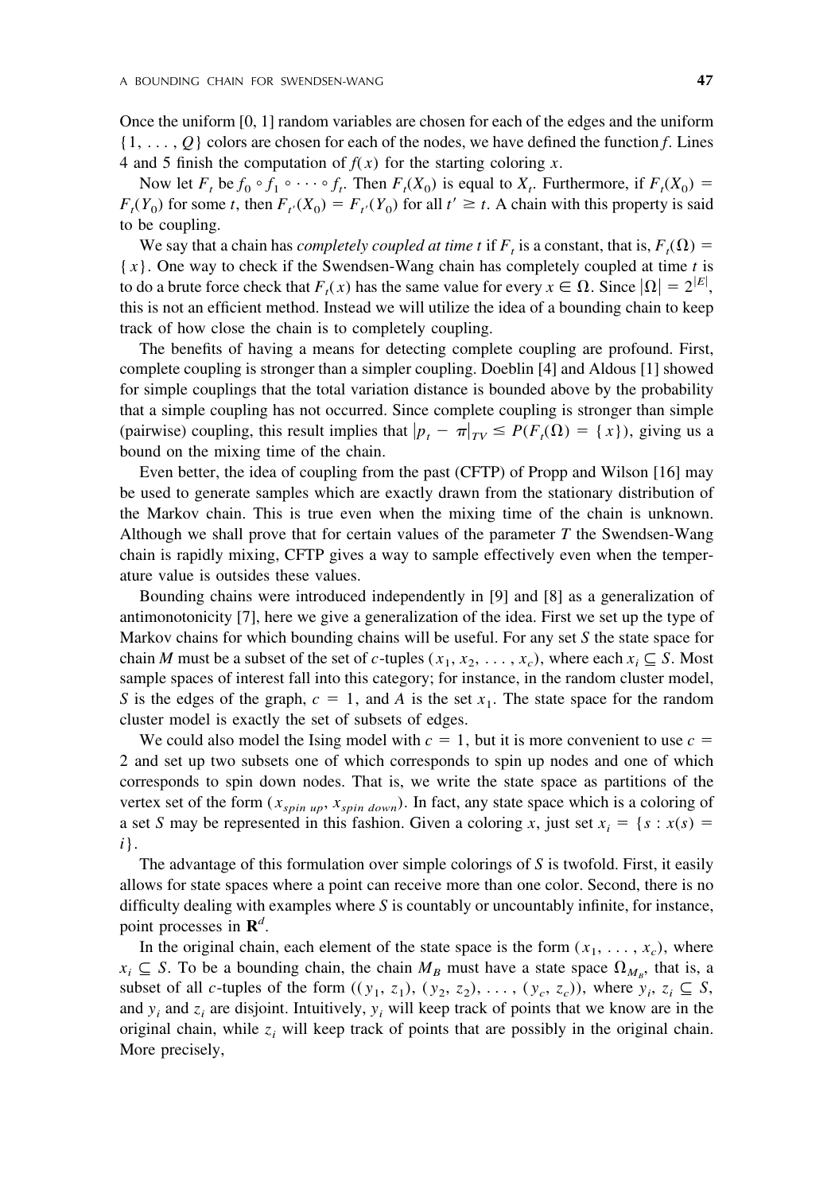Once the uniform [0, 1] random variables are chosen for each of the edges and the uniform $\{1, \ldots, Q\}$ colors are chosen for each of the nodes, we have defined the function $f$. Lines 4 and 5 finish the computation of $f(x)$ for the starting coloring $x$.

Now let $F_t$ be $f_0 \circ f_1 \circ \cdots \circ f_t$. Then $F_t(X_0)$ is equal to $X_t$. Furthermore, if $F_t(X_0) = F_t(Y_0)$ for some $t$, then $F_{t'}(X_0) = F_{t'}(Y_0)$ for all $t' \geq t$. A chain with this property is said to be coupling.

We say that a chain has *completely coupled at time t* if $F_t$ is a constant, that is, $F_t(\Omega) = \{x\}$. One way to check if the Swendsen-Wang chain has completely coupled at time $t$ is to do a brute force check that $F_t(x)$ has the same value for every $x \in \Omega$. Since $|\Omega| = 2^{|E|}$, this is not an efficient method. Instead we will utilize the idea of a bounding chain to keep track of how close the chain is to completely coupling.

The benefits of having a means for detecting complete coupling are profound. First, complete coupling is stronger than a simpler coupling. Doeblin [4] and Aldous [1] showed for simple couplings that the total variation distance is bounded above by the probability that a simple coupling has not occurred. Since complete coupling is stronger than simple (pairwise) coupling, this result implies that $|p_t - \pi|_{TV} \leq P(F_t(\Omega) = \{x\})$, giving us a bound on the mixing time of the chain.

Even better, the idea of coupling from the past (CFTP) of Propp and Wilson [16] may be used to generate samples which are exactly drawn from the stationary distribution of the Markov chain. This is true even when the mixing time of the chain is unknown. Although we shall prove that for certain values of the parameter $T$ the Swendsen-Wang chain is rapidly mixing, CFTP gives a way to sample effectively even when the temperature value is outsides these values.

Bounding chains were introduced independently in [9] and [8] as a generalization of antimonotonicity [7], here we give a generalization of the idea. First we set up the type of Markov chains for which bounding chains will be useful. For any set $S$ the state space for chain $M$ must be a subset of the set of $c$-tuples $(x_1, x_2, \ldots, x_c)$, where each $x_i \subseteq S$. Most sample spaces of interest fall into this category; for instance, in the random cluster model, $S$ is the edges of the graph, $c = 1$, and $A$ is the set $x_1$. The state space for the random cluster model is exactly the set of subsets of edges.

We could also model the Ising model with $c = 1$, but it is more convenient to use $c = 2$ and set up two subsets one of which corresponds to spin up nodes and one of which corresponds to spin down nodes. That is, we write the state space as partitions of the vertex set of the form $(x_{spin\ up}, x_{spin\ down})$. In fact, any state space which is a coloring of a set $S$ may be represented in this fashion. Given a coloring $x$, just set $x_i = \{s : x(s) = i\}$.

The advantage of this formulation over simple colorings of $S$ is twofold. First, it easily allows for state spaces where a point can receive more than one color. Second, there is no difficulty dealing with examples where $S$ is countably or uncountably infinite, for instance, point processes in $\mathbf{R}^d$.

In the original chain, each element of the state space is the form $(x_1, \ldots, x_c)$, where $x_i \subseteq S$. To be a bounding chain, the chain $M_B$ must have a state space $\Omega_{M_B}$, that is, a subset of all $c$-tuples of the form $((y_1, z_1), (y_2, z_2), \ldots, (y_c, z_c))$, where $y_i, z_i \subseteq S$, and $y_i$ and $z_i$ are disjoint. Intuitively, $y_i$ will keep track of points that we know are in the original chain, while $z_i$ will keep track of points that are possibly in the original chain. More precisely,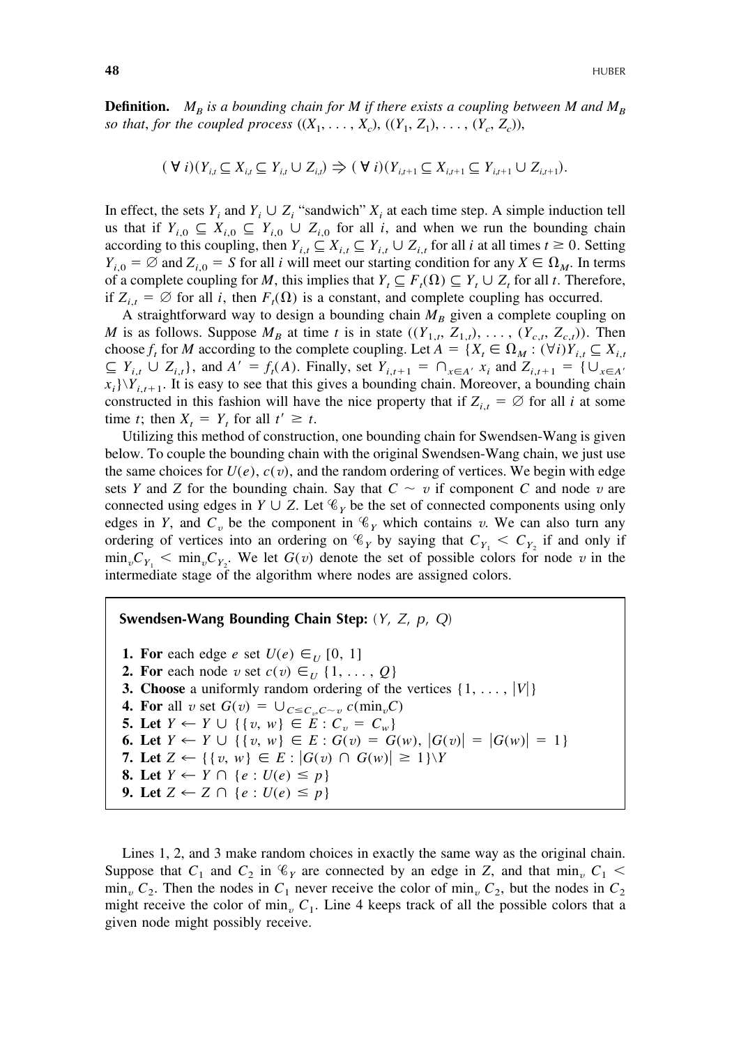**Definition.** *$M_B$ is a bounding chain for $M$ if there exists a coupling between $M$ and $M_B$ so that, for the coupled process $((X_1, \ldots, X_c), ((Y_1, Z_1), \ldots, (Y_c, Z_c)))$,*

$$(\forall\, i)(Y_{i,t} \subseteq X_{i,t} \subseteq Y_{i,t} \cup Z_{i,t}) \Rightarrow (\forall\, i)(Y_{i,t+1} \subseteq X_{i,t+1} \subseteq Y_{i,t+1} \cup Z_{i,t+1}).$$

In effect, the sets $Y_i$ and $Y_i \cup Z_i$ "sandwich" $X_i$ at each time step. A simple induction tell us that if $Y_{i,0} \subseteq X_{i,0} \subseteq Y_{i,0} \cup Z_{i,0}$ for all $i$, and when we run the bounding chain according to this coupling, then $Y_{i,t} \subseteq X_{i,t} \subseteq Y_{i,t} \cup Z_{i,t}$ for all $i$ at all times $t \geq 0$. Setting $Y_{i,0} = \emptyset$ and $Z_{i,0} = S$ for all $i$ will meet our starting condition for any $X \in \Omega_M$. In terms of a complete coupling for $M$, this implies that $Y_t \subseteq F_t(\Omega) \subseteq Y_t \cup Z_t$ for all $t$. Therefore, if $Z_{i,t} = \emptyset$ for all $i$, then $F_t(\Omega)$ is a constant, and complete coupling has occurred.

A straightforward way to design a bounding chain $M_B$ given a complete coupling on $M$ is as follows. Suppose $M_B$ at time $t$ is in state $((Y_{1,t}, Z_{1,t}), \ldots, (Y_{c,t}, Z_{c,t}))$. Then choose $f_t$ for $M$ according to the complete coupling. Let $A = \{X_t \in \Omega_M : (\forall i) Y_{i,t} \subseteq X_{i,t} \subseteq Y_{i,t} \cup Z_{i,t}\}$, and $A' = f_t(A)$. Finally, set $Y_{i,t+1} = \cap_{x \in A'} x_i$ and $Z_{i,t+1} = \{\cup_{x \in A'} x_i\} \backslash Y_{i,t+1}$. It is easy to see that this gives a bounding chain. Moreover, a bounding chain constructed in this fashion will have the nice property that if $Z_{i,t} = \emptyset$ for all $i$ at some time $t$; then $X_t = Y_t$ for all $t' \geq t$.

Utilizing this method of construction, one bounding chain for Swendsen-Wang is given below. To couple the bounding chain with the original Swendsen-Wang chain, we just use the same choices for $U(e)$, $c(v)$, and the random ordering of vertices. We begin with edge sets $Y$ and $Z$ for the bounding chain. Say that $C \sim v$ if component $C$ and node $v$ are connected using edges in $Y \cup Z$. Let $\mathscr{C}_Y$ be the set of connected components using only edges in $Y$, and $C_v$ be the component in $\mathscr{C}_Y$ which contains $v$. We can also turn any ordering of vertices into an ordering on $\mathscr{C}_Y$ by saying that $C_{Y_1} < C_{Y_2}$ if and only if $\min_v C_{Y_1} < \min_v C_{Y_2}$. We let $G(v)$ denote the set of possible colors for node $v$ in the intermediate stage of the algorithm where nodes are assigned colors.

**Swendsen-Wang Bounding Chain Step:** $(Y, Z, p, Q)$

1. **For** each edge $e$ set $U(e) \in_U [0, 1]$
2. **For** each node $v$ set $c(v) \in_U \{1, \ldots, Q\}$
3. **Choose** a uniformly random ordering of the vertices $\{1, \ldots, |V|\}$
4. **For** all $v$ set $G(v) = \cup_{C \leq C_v, C \sim v}\, c(\min_v C)$
5. **Let** $Y \leftarrow Y \cup \{\{v, w\} \in E : C_v = C_w\}$
6. **Let** $Y \leftarrow Y \cup \{\{v, w\} \in E : G(v) = G(w),\ |G(v)| = |G(w)| = 1\}$
7. **Let** $Z \leftarrow \{\{v, w\} \in E : |G(v) \cap G(w)| \geq 1\} \backslash Y$
8. **Let** $Y \leftarrow Y \cap \{e : U(e) \leq p\}$
9. **Let** $Z \leftarrow Z \cap \{e : U(e) \leq p\}$

Lines 1, 2, and 3 make random choices in exactly the same way as the original chain. Suppose that $C_1$ and $C_2$ in $\mathscr{C}_Y$ are connected by an edge in $Z$, and that $\min_v C_1 < \min_v C_2$. Then the nodes in $C_1$ never receive the color of $\min_v C_2$, but the nodes in $C_2$ might receive the color of $\min_v C_1$. Line 4 keeps track of all the possible colors that a given node might possibly receive.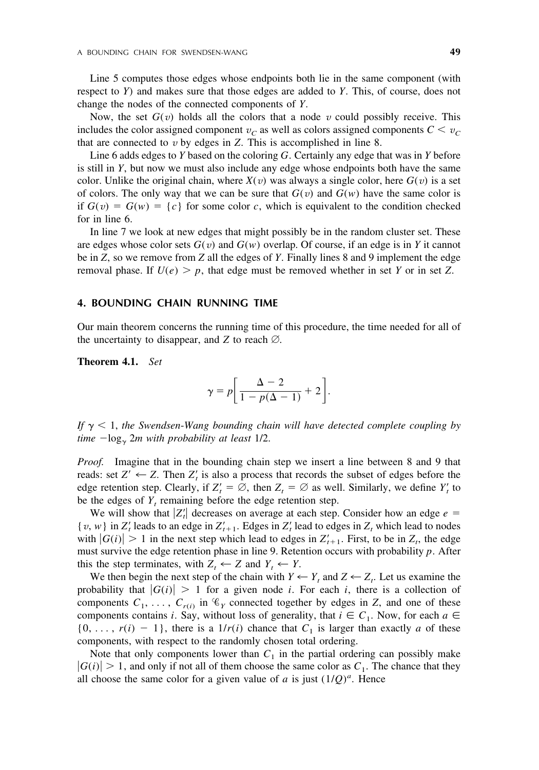Line 5 computes those edges whose endpoints both lie in the same component (with respect to $Y$) and makes sure that those edges are added to $Y$. This, of course, does not change the nodes of the connected components of $Y$.

Now, the set $G(v)$ holds all the colors that a node $v$ could possibly receive. This includes the color assigned component $v_C$ as well as colors assigned components $C < v_C$ that are connected to $v$ by edges in $Z$. This is accomplished in line 8.

Line 6 adds edges to $Y$ based on the coloring $G$. Certainly any edge that was in $Y$ before is still in $Y$, but now we must also include any edge whose endpoints both have the same color. Unlike the original chain, where $X(v)$ was always a single color, here $G(v)$ is a set of colors. The only way that we can be sure that $G(v)$ and $G(w)$ have the same color is if $G(v) = G(w) = \{c\}$ for some color $c$, which is equivalent to the condition checked for in line 6.

In line 7 we look at new edges that might possibly be in the random cluster set. These are edges whose color sets $G(v)$ and $G(w)$ overlap. Of course, if an edge is in $Y$ it cannot be in $Z$, so we remove from $Z$ all the edges of $Y$. Finally lines 8 and 9 implement the edge removal phase. If $U(e) > p$, that edge must be removed whether in set $Y$ or in set $Z$.

## 4. BOUNDING CHAIN RUNNING TIME

Our main theorem concerns the running time of this procedure, the time needed for all of the uncertainty to disappear, and $Z$ to reach $\emptyset$.

**Theorem 4.1.** *Set*

$$\gamma = p\left[\frac{\Delta - 2}{1 - p(\Delta - 1)} + 2\right].$$

*If $\gamma < 1$, the Swendsen-Wang bounding chain will have detected complete coupling by time $-\log_\gamma 2m$ with probability at least 1/2.*

*Proof.* Imagine that in the bounding chain step we insert a line between 8 and 9 that reads: set $Z' \leftarrow Z$. Then $Z'_t$ is also a process that records the subset of edges before the edge retention step. Clearly, if $Z'_t = \emptyset$, then $Z_t = \emptyset$ as well. Similarly, we define $Y'_t$ to be the edges of $Y_t$ remaining before the edge retention step.

We will show that $|Z'_t|$ decreases on average at each step. Consider how an edge $e = \{v, w\}$ in $Z'_t$ leads to an edge in $Z'_{t+1}$. Edges in $Z'_t$ lead to edges in $Z_t$ which lead to nodes with $|G(i)| > 1$ in the next step which lead to edges in $Z'_{t+1}$. First, to be in $Z_t$, the edge must survive the edge retention phase in line 9. Retention occurs with probability $p$. After this the step terminates, with $Z_t \leftarrow Z$ and $Y_t \leftarrow Y$.

We then begin the next step of the chain with $Y \leftarrow Y_t$ and $Z \leftarrow Z_t$. Let us examine the probability that $|G(i)| > 1$ for a given node $i$. For each $i$, there is a collection of components $C_1, \ldots, C_{r(i)}$ in $\mathscr{C}_Y$ connected together by edges in $Z$, and one of these components contains $i$. Say, without loss of generality, that $i \in C_1$. Now, for each $a \in \{0, \ldots, r(i) - 1\}$, there is a $1/r(i)$ chance that $C_1$ is larger than exactly $a$ of these components, with respect to the randomly chosen total ordering.

Note that only components lower than $C_1$ in the partial ordering can possibly make $|G(i)| > 1$, and only if not all of them choose the same color as $C_1$. The chance that they all choose the same color for a given value of $a$ is just $(1/Q)^a$. Hence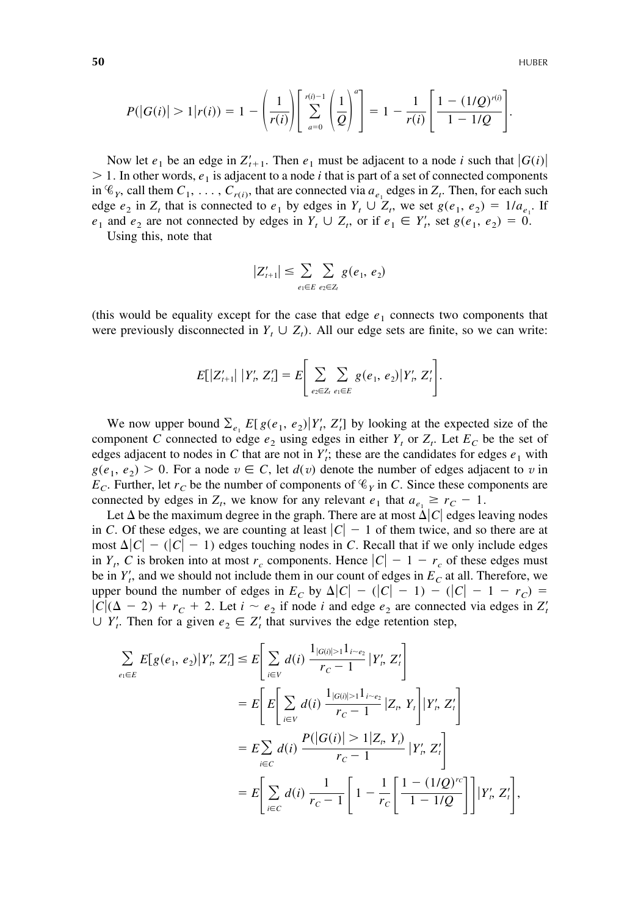$$P(|G(i)| > 1 | r(i)) = 1 - \left(\frac{1}{r(i)}\right)\left[\sum_{a=0}^{r(i)-1}\left(\frac{1}{Q}\right)^a\right] = 1 - \frac{1}{r(i)}\left[\frac{1-(1/Q)^{r(i)}}{1-1/Q}\right].$$

Now let $e_1$ be an edge in $Z'_{t+1}$. Then $e_1$ must be adjacent to a node $i$ such that $|G(i)| > 1$. In other words, $e_1$ is adjacent to a node $i$ that is part of a set of connected components in $\mathscr{C}_Y$, call them $C_1, \ldots, C_{r(i)}$, that are connected via $a_{e_1}$ edges in $Z_t$. Then, for each such edge $e_2$ in $Z_t$ that is connected to $e_1$ by edges in $Y_t \cup Z_t$, we set $g(e_1, e_2) = 1/a_{e_1}$. If $e_1$ and $e_2$ are not connected by edges in $Y_t \cup Z_t$, or if $e_1 \in Y'_t$, set $g(e_1, e_2) = 0$.

Using this, note that

$$|Z'_{t+1}| \le \sum_{e_1 \in E} \sum_{e_2 \in Z_t} g(e_1, e_2)$$

(this would be equality except for the case that edge $e_1$ connects two components that were previously disconnected in $Y_t \cup Z_t$). All our edge sets are finite, so we can write:

$$E[|Z'_{t+1}|\,|Y'_t, Z'_t] = E\left[\sum_{e_2 \in Z_t}\sum_{e_1 \in E} g(e_1, e_2)|Y'_t, Z'_t\right].$$

We now upper bound $\sum_{e_1} E[g(e_1, e_2)|Y'_t, Z'_t]$ by looking at the expected size of the component $C$ connected to edge $e_2$ using edges in either $Y_t$ or $Z_t$. Let $E_C$ be the set of edges adjacent to nodes in $C$ that are not in $Y'_t$; these are the candidates for edges $e_1$ with $g(e_1, e_2) > 0$. For a node $v \in C$, let $d(v)$ denote the number of edges adjacent to $v$ in $E_C$. Further, let $r_C$ be the number of components of $\mathscr{C}_Y$ in $C$. Since these components are connected by edges in $Z_t$, we know for any relevant $e_1$ that $a_{e_1} \ge r_C - 1$.

Let $\Delta$ be the maximum degree in the graph. There are at most $\Delta|C|$ edges leaving nodes in $C$. Of these edges, we are counting at least $|C| - 1$ of them twice, and so there are at most $\Delta|C| - (|C| - 1)$ edges touching nodes in $C$. Recall that if we only include edges in $Y_t$, $C$ is broken into at most $r_c$ components. Hence $|C| - 1 - r_c$ of these edges must be in $Y'_t$, and we should not include them in our count of edges in $E_C$ at all. Therefore, we upper bound the number of edges in $E_C$ by $\Delta|C| - (|C| - 1) - (|C| - 1 - r_C) = |C|(\Delta - 2) + r_C + 2$. Let $i \sim e_2$ if node $i$ and edge $e_2$ are connected via edges in $Z'_t \cup Y'_t$. Then for a given $e_2 \in Z'_t$ that survives the edge retention step,

$$\begin{aligned}
\sum_{e_1 \in E} E[g(e_1, e_2)|Y'_t, Z'_t] &\le E\left[\sum_{i \in V} d(i)\,\frac{1_{|G(i)|>1}1_{i\sim e_2}}{r_C - 1}\,|Y'_t, Z'_t\right] \\
&= E\left[E\left[\sum_{i \in V} d(i)\,\frac{1_{|G(i)|>1}1_{i\sim e_2}}{r_C - 1}\,|Z_t, Y_t\right]|Y'_t, Z'_t\right] \\
&= E\sum_{i \in C} d(i)\,\frac{P(|G(i)| > 1|Z_t, Y_t)}{r_C - 1}\,|Y'_t, Z'_t\Bigg] \\
&= E\left[\sum_{i \in C} d(i)\,\frac{1}{r_C - 1}\left[1 - \frac{1}{r_C}\left[\frac{1-(1/Q)^{r_C}}{1-1/Q}\right]\right]|Y'_t, Z'_t\right],
\end{aligned}$$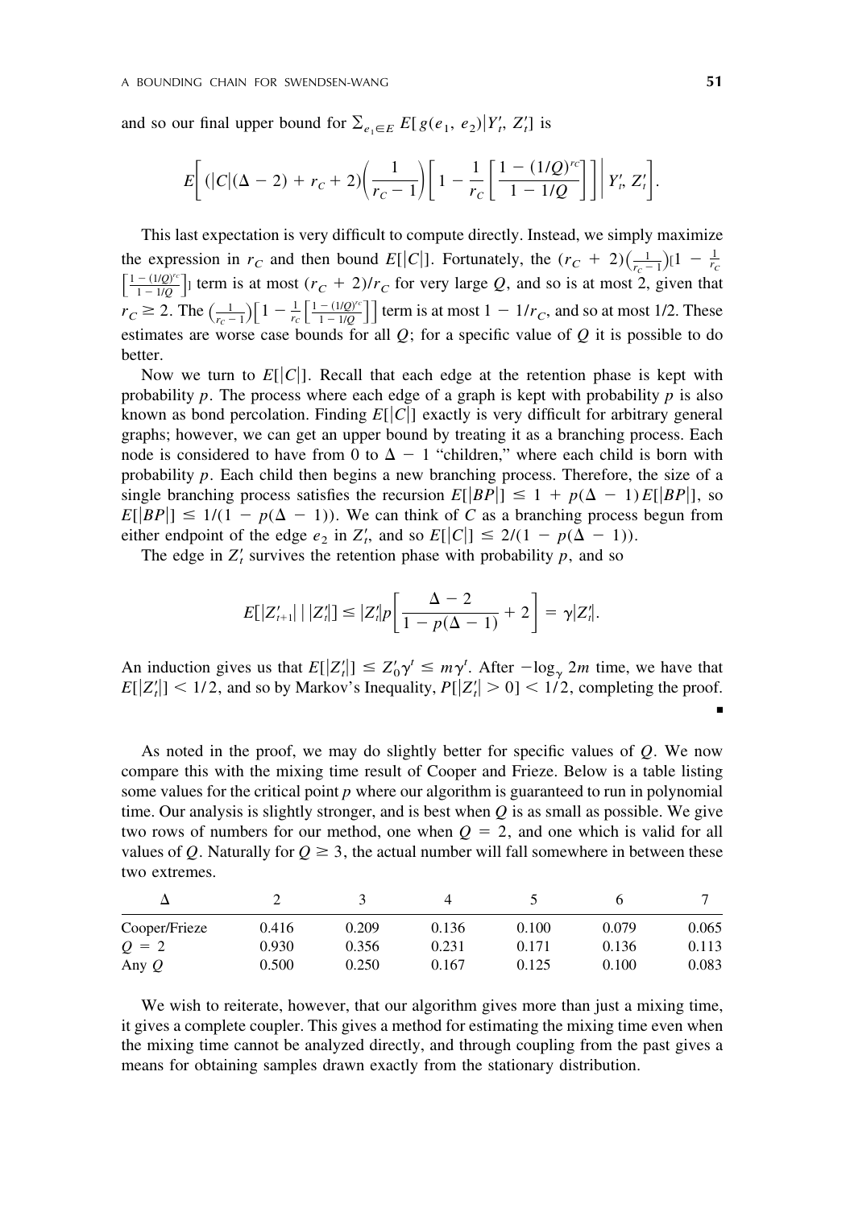and so our final upper bound for $\sum_{e_1 \in E} E[g(e_1, e_2)|Y'_t, Z'_t]$ is

$$E\left[ (|C|(\Delta - 2) + r_C + 2)\left(\frac{1}{r_C - 1}\right)\left[1 - \frac{1}{r_C}\left[\frac{1 - (1/Q)^{r_C}}{1 - 1/Q}\right]\right] \middle| Y'_t, Z'_t \right].$$

This last expectation is very difficult to compute directly. Instead, we simply maximize the expression in $r_C$ and then bound $E[|C|]$. Fortunately, the $(r_C + 2)\left(\frac{1}{r_C - 1}\right)[1 - \frac{1}{r_C}\left[\frac{1-(1/Q)^{r_C}}{1 - 1/Q}\right]]$ term is at most $(r_C + 2)/r_C$ for very large $Q$, and so is at most 2, given that $r_C \geq 2$. The $\left(\frac{1}{r_C - 1}\right)\left[1 - \frac{1}{r_C}\left[\frac{1-(1/Q)^{r_C}}{1-1/Q}\right]\right]$ term is at most $1 - 1/r_C$, and so at most 1/2. These estimates are worse case bounds for all $Q$; for a specific value of $Q$ it is possible to do better.

Now we turn to $E[|C|]$. Recall that each edge at the retention phase is kept with probability $p$. The process where each edge of a graph is kept with probability $p$ is also known as bond percolation. Finding $E[|C|]$ exactly is very difficult for arbitrary general graphs; however, we can get an upper bound by treating it as a branching process. Each node is considered to have from 0 to $\Delta - 1$ "children," where each child is born with probability $p$. Each child then begins a new branching process. Therefore, the size of a single branching process satisfies the recursion $E[|BP|] \leq 1 + p(\Delta - 1)E[|BP|]$, so $E[|BP|] \leq 1/(1 - p(\Delta - 1))$. We can think of $C$ as a branching process begun from either endpoint of the edge $e_2$ in $Z'_t$, and so $E[|C|] \leq 2/(1 - p(\Delta - 1))$.

The edge in $Z'_t$ survives the retention phase with probability $p$, and so

$$E[|Z'_{t+1}| \,|\, |Z'_t|] \leq |Z'_t| p\left[\frac{\Delta - 2}{1 - p(\Delta - 1)} + 2\right] = \gamma |Z'_t|.$$

An induction gives us that $E[|Z'_t|] \leq Z'_0 \gamma^t \leq m\gamma^t$. After $-\log_\gamma 2m$ time, we have that $E[|Z'_t|] < 1/2$, and so by Markov's Inequality, $P[|Z'_t| > 0] < 1/2$, completing the proof. ∎

As noted in the proof, we may do slightly better for specific values of $Q$. We now compare this with the mixing time result of Cooper and Frieze. Below is a table listing some values for the critical point $p$ where our algorithm is guaranteed to run in polynomial time. Our analysis is slightly stronger, and is best when $Q$ is as small as possible. We give two rows of numbers for our method, one when $Q = 2$, and one which is valid for all values of $Q$. Naturally for $Q \geq 3$, the actual number will fall somewhere in between these two extremes.

| $\Delta$ | 2 | 3 | 4 | 5 | 6 | 7 |
|---|---|---|---|---|---|---|
| Cooper/Frieze | 0.416 | 0.209 | 0.136 | 0.100 | 0.079 | 0.065 |
| $Q = 2$ | 0.930 | 0.356 | 0.231 | 0.171 | 0.136 | 0.113 |
| Any $Q$ | 0.500 | 0.250 | 0.167 | 0.125 | 0.100 | 0.083 |

We wish to reiterate, however, that our algorithm gives more than just a mixing time, it gives a complete coupler. This gives a method for estimating the mixing time even when the mixing time cannot be analyzed directly, and through coupling from the past gives a means for obtaining samples drawn exactly from the stationary distribution.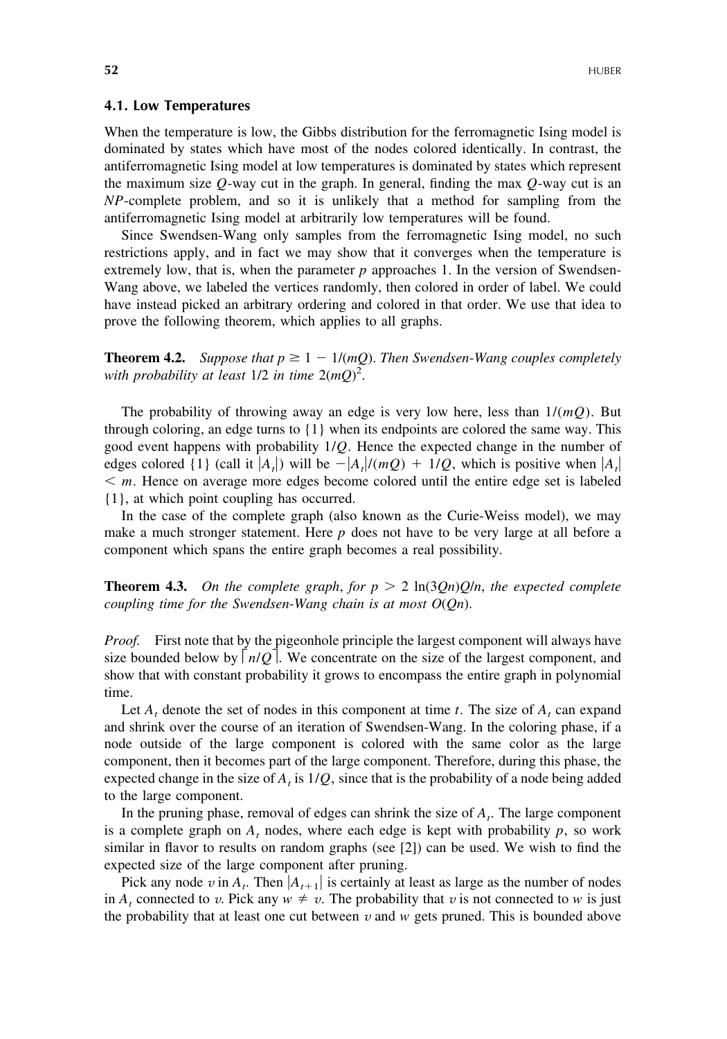### 4.1. Low Temperatures

When the temperature is low, the Gibbs distribution for the ferromagnetic Ising model is dominated by states which have most of the nodes colored identically. In contrast, the antiferromagnetic Ising model at low temperatures is dominated by states which represent the maximum size $Q$-way cut in the graph. In general, finding the max $Q$-way cut is an $NP$-complete problem, and so it is unlikely that a method for sampling from the antiferromagnetic Ising model at arbitrarily low temperatures will be found.

Since Swendsen-Wang only samples from the ferromagnetic Ising model, no such restrictions apply, and in fact we may show that it converges when the temperature is extremely low, that is, when the parameter $p$ approaches 1. In the version of Swendsen-Wang above, we labeled the vertices randomly, then colored in order of label. We could have instead picked an arbitrary ordering and colored in that order. We use that idea to prove the following theorem, which applies to all graphs.

**Theorem 4.2.** *Suppose that $p \geq 1 - 1/(mQ)$. Then Swendsen-Wang couples completely with probability at least 1/2 in time $2(mQ)^2$.*

The probability of throwing away an edge is very low here, less than $1/(mQ)$. But through coloring, an edge turns to $\{1\}$ when its endpoints are colored the same way. This good event happens with probability $1/Q$. Hence the expected change in the number of edges colored $\{1\}$ (call it $|A_t|$) will be $-|A_t|/(mQ) + 1/Q$, which is positive when $|A_t| < m$. Hence on average more edges become colored until the entire edge set is labeled $\{1\}$, at which point coupling has occurred.

In the case of the complete graph (also known as the Curie-Weiss model), we may make a much stronger statement. Here $p$ does not have to be very large at all before a component which spans the entire graph becomes a real possibility.

**Theorem 4.3.** *On the complete graph, for $p > 2\ln(3Qn)Q/n$, the expected complete coupling time for the Swendsen-Wang chain is at most $O(Qn)$.*

*Proof.* First note that by the pigeonhole principle the largest component will always have size bounded below by $\lceil n/Q \rceil$. We concentrate on the size of the largest component, and show that with constant probability it grows to encompass the entire graph in polynomial time.

Let $A_t$ denote the set of nodes in this component at time $t$. The size of $A_t$ can expand and shrink over the course of an iteration of Swendsen-Wang. In the coloring phase, if a node outside of the large component is colored with the same color as the large component, then it becomes part of the large component. Therefore, during this phase, the expected change in the size of $A_t$ is $1/Q$, since that is the probability of a node being added to the large component.

In the pruning phase, removal of edges can shrink the size of $A_t$. The large component is a complete graph on $A_t$ nodes, where each edge is kept with probability $p$, so work similar in flavor to results on random graphs (see [2]) can be used. We wish to find the expected size of the large component after pruning.

Pick any node $v$ in $A_t$. Then $|A_{t+1}|$ is certainly at least as large as the number of nodes in $A_t$ connected to $v$. Pick any $w \neq v$. The probability that $v$ is not connected to $w$ is just the probability that at least one cut between $v$ and $w$ gets pruned. This is bounded above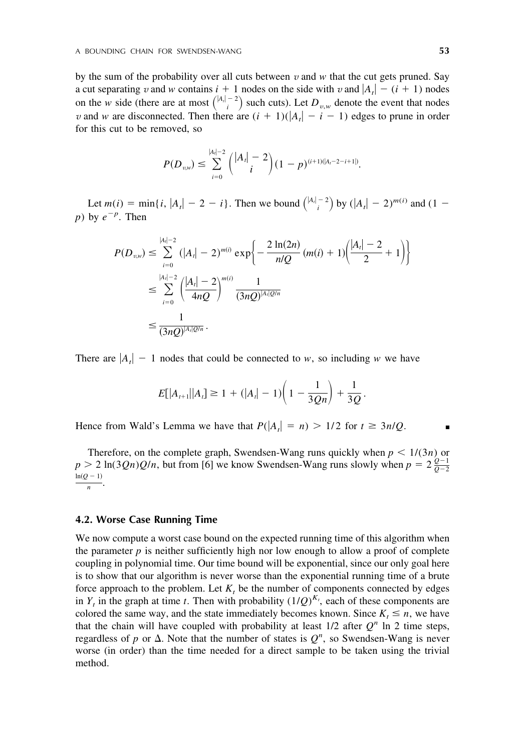by the sum of the probability over all cuts between $v$ and $w$ that the cut gets pruned. Say a cut separating $v$ and $w$ contains $i + 1$ nodes on the side with $v$ and $|A_t| - (i + 1)$ nodes on the $w$ side (there are at most $\binom{|A_t| - 2}{i}$ such cuts). Let $D_{v,w}$ denote the event that nodes $v$ and $w$ are disconnected. Then there are $(i + 1)(|A_t| - i - 1)$ edges to prune in order for this cut to be removed, so

$$P(D_{v,w}) \leq \sum_{i=0}^{|A_t|-2} \binom{|A_t| - 2}{i} (1 - p)^{(i+1)(|A_t-2-i+1|)}.$$

Let $m(i) = \min\{i, |A_t| - 2 - i\}$. Then we bound $\binom{|A_t| - 2}{i}$ by $(|A_t| - 2)^{m(i)}$ and $(1 - p)$ by $e^{-p}$. Then

$$\begin{aligned}
P(D_{v,w}) &\leq \sum_{i=0}^{|A_t|-2} (|A_t| - 2)^{m(i)} \exp\left\{ -\frac{2\ln(2n)}{n/Q} (m(i) + 1)\left( \frac{|A_t| - 2}{2} + 1 \right) \right\} \\
&\leq \sum_{i=0}^{|A_t|-2} \left( \frac{|A_t| - 2}{4nQ} \right)^{m(i)} \frac{1}{(3nQ)^{|A_t|Q/n}} \\
&\leq \frac{1}{(3nQ)^{|A_t|Q/n}}.
\end{aligned}$$

There are $|A_t| - 1$ nodes that could be connected to $w$, so including $w$ we have

$$E[|A_{t+1}| |A_t] \geq 1 + (|A_t| - 1)\left( 1 - \frac{1}{3Qn} \right) + \frac{1}{3Q}.$$

Hence from Wald's Lemma we have that $P(|A_t| = n) > 1/2$ for $t \geq 3n/Q$. ∎

Therefore, on the complete graph, Swendsen-Wang runs quickly when $p < 1/(3n)$ or $p > 2\ln(3Qn)Q/n$, but from [6] we know Swendsen-Wang runs slowly when $p = 2\,\frac{Q-1}{Q-2}\,\frac{\ln(Q-1)}{n}$.

## 4.2. Worse Case Running Time

We now compute a worst case bound on the expected running time of this algorithm when the parameter $p$ is neither sufficiently high nor low enough to allow a proof of complete coupling in polynomial time. Our time bound will be exponential, since our only goal here is to show that our algorithm is never worse than the exponential running time of a brute force approach to the problem. Let $K_t$ be the number of components connected by edges in $Y_t$ in the graph at time $t$. Then with probability $(1/Q)^{K_t}$, each of these components are colored the same way, and the state immediately becomes known. Since $K_t \leq n$, we have that the chain will have coupled with probability at least 1/2 after $Q^n \ln 2$ time steps, regardless of $p$ or $\Delta$. Note that the number of states is $Q^n$, so Swendsen-Wang is never worse (in order) than the time needed for a direct sample to be taken using the trivial method.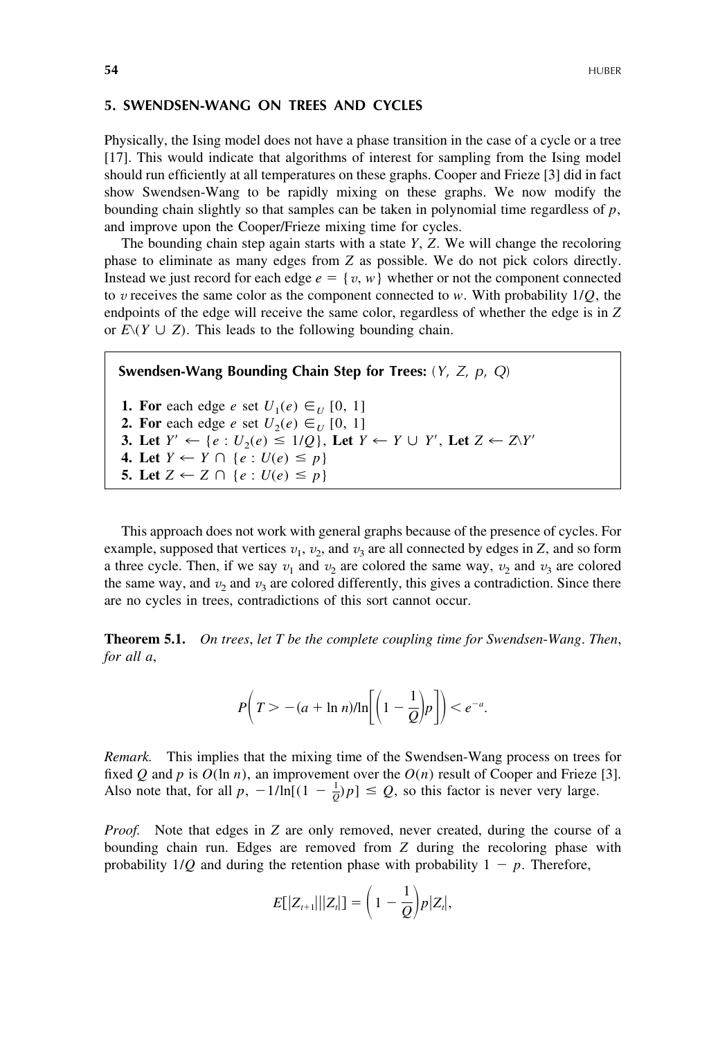## 5. SWENDSEN-WANG ON TREES AND CYCLES

Physically, the Ising model does not have a phase transition in the case of a cycle or a tree [17]. This would indicate that algorithms of interest for sampling from the Ising model should run efficiently at all temperatures on these graphs. Cooper and Frieze [3] did in fact show Swendsen-Wang to be rapidly mixing on these graphs. We now modify the bounding chain slightly so that samples can be taken in polynomial time regardless of $p$, and improve upon the Cooper/Frieze mixing time for cycles.

The bounding chain step again starts with a state $Y$, $Z$. We will change the recoloring phase to eliminate as many edges from $Z$ as possible. We do not pick colors directly. Instead we just record for each edge $e = \{v, w\}$ whether or not the component connected to $v$ receives the same color as the component connected to $w$. With probability $1/Q$, the endpoints of the edge will receive the same color, regardless of whether the edge is in $Z$ or $E \backslash (Y \cup Z)$. This leads to the following bounding chain.

**Swendsen-Wang Bounding Chain Step for Trees:** $(Y, Z, p, Q)$

1. **For** each edge $e$ set $U_1(e) \in_U [0, 1]$
2. **For** each edge $e$ set $U_2(e) \in_U [0, 1]$
3. **Let** $Y' \leftarrow \{e : U_2(e) \leq 1/Q\}$, **Let** $Y \leftarrow Y \cup Y'$, **Let** $Z \leftarrow Z \backslash Y'$
4. **Let** $Y \leftarrow Y \cap \{e : U(e) \leq p\}$
5. **Let** $Z \leftarrow Z \cap \{e : U(e) \leq p\}$

This approach does not work with general graphs because of the presence of cycles. For example, supposed that vertices $v_1$, $v_2$, and $v_3$ are all connected by edges in $Z$, and so form a three cycle. Then, if we say $v_1$ and $v_2$ are colored the same way, $v_2$ and $v_3$ are colored the same way, and $v_2$ and $v_3$ are colored differently, this gives a contradiction. Since there are no cycles in trees, contradictions of this sort cannot occur.

**Theorem 5.1.** *On trees, let $T$ be the complete coupling time for Swendsen-Wang. Then, for all $a$,*

$$P\left(T > -(a + \ln n)/\ln\left[\left(1 - \frac{1}{Q}\right)p\right]\right) < e^{-a}.$$

*Remark.* This implies that the mixing time of the Swendsen-Wang process on trees for fixed $Q$ and $p$ is $O(\ln n)$, an improvement over the $O(n)$ result of Cooper and Frieze [3]. Also note that, for all $p$, $-1/\ln[(1 - \frac{1}{Q})p] \leq Q$, so this factor is never very large.

*Proof.* Note that edges in $Z$ are only removed, never created, during the course of a bounding chain run. Edges are removed from $Z$ during the recoloring phase with probability $1/Q$ and during the retention phase with probability $1 - p$. Therefore,

$$E[|Z_{t+1}| \,|\, |Z_t|] = \left(1 - \frac{1}{Q}\right)p|Z_t|,$$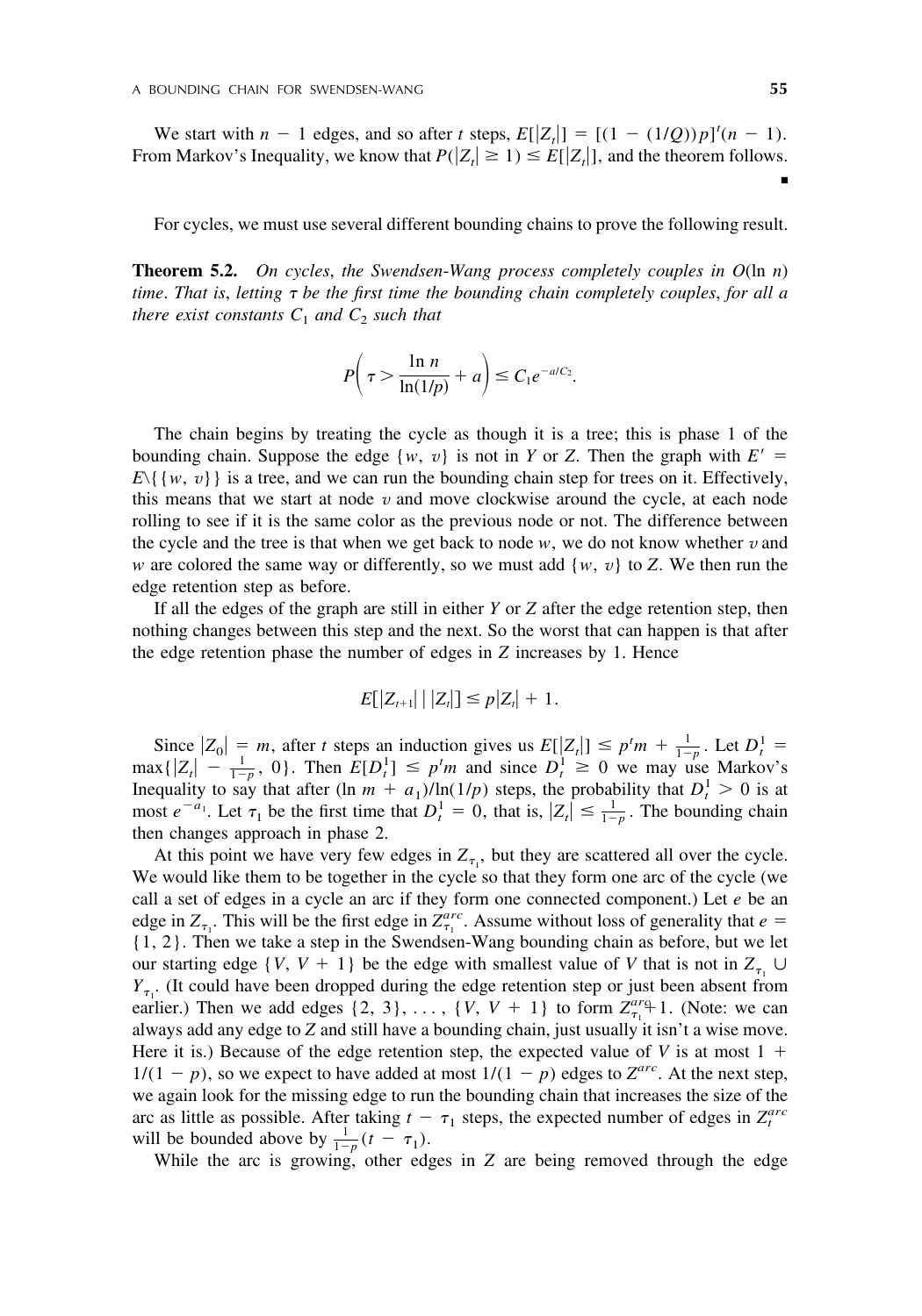We start with $n - 1$ edges, and so after $t$ steps, $E[|Z_t|] = [(1 - (1/Q))p]^t(n - 1)$. From Markov's Inequality, we know that $P(|Z_t| \geq 1) \leq E[|Z_t|]$, and the theorem follows. ∎

For cycles, we must use several different bounding chains to prove the following result.

**Theorem 5.2.** *On cycles, the Swendsen-Wang process completely couples in $O(\ln n)$ time. That is, letting $\tau$ be the first time the bounding chain completely couples, for all $a$ there exist constants $C_1$ and $C_2$ such that*

$$P\left(\tau > \frac{\ln n}{\ln(1/p)} + a\right) \leq C_1 e^{-a/C_2}.$$

The chain begins by treating the cycle as though it is a tree; this is phase 1 of the bounding chain. Suppose the edge $\{w, v\}$ is not in $Y$ or $Z$. Then the graph with $E' = E \setminus \{\{w, v\}\}$ is a tree, and we can run the bounding chain step for trees on it. Effectively, this means that we start at node $v$ and move clockwise around the cycle, at each node rolling to see if it is the same color as the previous node or not. The difference between the cycle and the tree is that when we get back to node $w$, we do not know whether $v$ and $w$ are colored the same way or differently, so we must add $\{w, v\}$ to $Z$. We then run the edge retention step as before.

If all the edges of the graph are still in either $Y$ or $Z$ after the edge retention step, then nothing changes between this step and the next. So the worst that can happen is that after the edge retention phase the number of edges in $Z$ increases by 1. Hence

$$E[|Z_{t+1}| \mid |Z_t|] \leq p|Z_t| + 1.$$

Since $|Z_0| = m$, after $t$ steps an induction gives us $E[|Z_t|] \leq p^t m + \frac{1}{1-p}$. Let $D_t^1 = \max\{|Z_t| - \frac{1}{1-p}, 0\}$. Then $E[D_t^1] \leq p^t m$ and since $D_t^1 \geq 0$ we may use Markov's Inequality to say that after $(\ln m + a_1)/\ln(1/p)$ steps, the probability that $D_t^1 > 0$ is at most $e^{-a_1}$. Let $\tau_1$ be the first time that $D_t^1 = 0$, that is, $|Z_t| \leq \frac{1}{1-p}$. The bounding chain then changes approach in phase 2.

At this point we have very few edges in $Z_{\tau_1}$, but they are scattered all over the cycle. We would like them to be together in the cycle so that they form one arc of the cycle (we call a set of edges in a cycle an arc if they form one connected component.) Let $e$ be an edge in $Z_{\tau_1}$. This will be the first edge in $Z_{\tau_1}^{arc}$. Assume without loss of generality that $e = \{1, 2\}$. Then we take a step in the Swendsen-Wang bounding chain as before, but we let our starting edge $\{V, V + 1\}$ be the edge with smallest value of $V$ that is not in $Z_{\tau_1} \cup Y_{\tau_1}$. (It could have been dropped during the edge retention step or just been absent from earlier.) Then we add edges $\{2, 3\}, \ldots, \{V, V + 1\}$ to form $Z_{\tau_1+1}^{arc}$. (Note: we can always add any edge to $Z$ and still have a bounding chain, just usually it isn't a wise move. Here it is.) Because of the edge retention step, the expected value of $V$ is at most $1 + 1/(1 - p)$, so we expect to have added at most $1/(1 - p)$ edges to $Z^{arc}$. At the next step, we again look for the missing edge to run the bounding chain that increases the size of the arc as little as possible. After taking $t - \tau_1$ steps, the expected number of edges in $Z_t^{arc}$ will be bounded above by $\frac{1}{1-p}(t - \tau_1)$.

While the arc is growing, other edges in $Z$ are being removed through the edge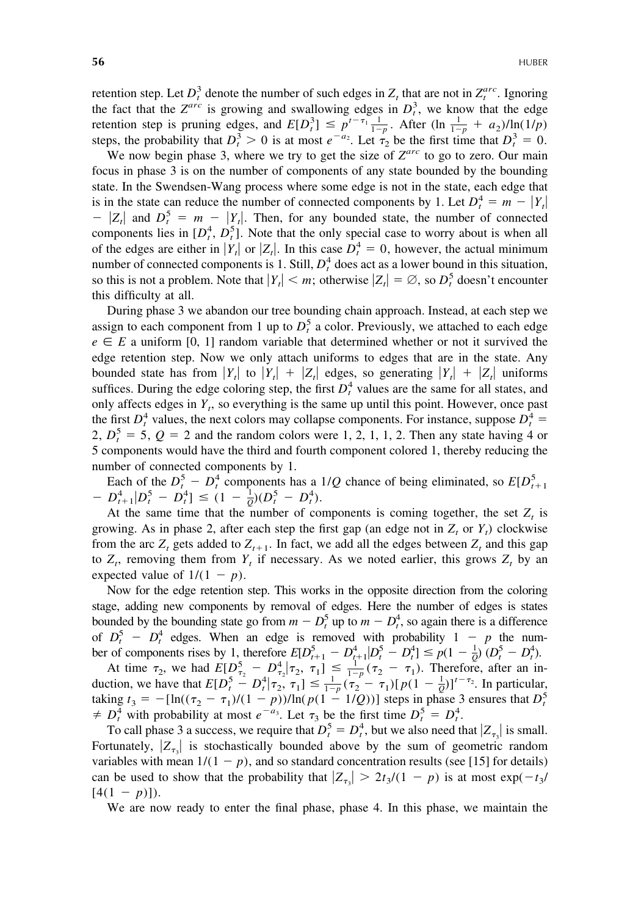retention step. Let $D_t^3$ denote the number of such edges in $Z_t$ that are not in $Z_t^{arc}$. Ignoring the fact that the $Z^{arc}$ is growing and swallowing edges in $D_t^3$, we know that the edge retention step is pruning edges, and $E[D_t^3] \leq p^{t-\tau_1}\frac{1}{1-p}$. After $(\ln \frac{1}{1-p} + a_2)/\ln(1/p)$ steps, the probability that $D_t^3 > 0$ is at most $e^{-a_2}$. Let $\tau_2$ be the first time that $D_t^3 = 0$.

We now begin phase 3, where we try to get the size of $Z^{arc}$ to go to zero. Our main focus in phase 3 is on the number of components of any state bounded by the bounding state. In the Swendsen-Wang process where some edge is not in the state, each edge that is in the state can reduce the number of connected components by 1. Let $D_t^4 = m - |Y_t| - |Z_t|$ and $D_t^5 = m - |Y_t|$. Then, for any bounded state, the number of connected components lies in $[D_t^4, D_t^5]$. Note that the only special case to worry about is when all of the edges are either in $|Y_t|$ or $|Z_t|$. In this case $D_t^4 = 0$, however, the actual minimum number of connected components is 1. Still, $D_t^4$ does act as a lower bound in this situation, so this is not a problem. Note that $|Y_t| < m$; otherwise $|Z_t| = \emptyset$, so $D_t^5$ doesn't encounter this difficulty at all.

During phase 3 we abandon our tree bounding chain approach. Instead, at each step we assign to each component from 1 up to $D_t^5$ a color. Previously, we attached to each edge $e \in E$ a uniform [0, 1] random variable that determined whether or not it survived the edge retention step. Now we only attach uniforms to edges that are in the state. Any bounded state has from $|Y_t|$ to $|Y_t| + |Z_t|$ edges, so generating $|Y_t| + |Z_t|$ uniforms suffices. During the edge coloring step, the first $D_t^4$ values are the same for all states, and only affects edges in $Y_t$, so everything is the same up until this point. However, once past the first $D_t^4$ values, the next colors may collapse components. For instance, suppose $D_t^4 = 2$, $D_t^5 = 5$, $Q = 2$ and the random colors were 1, 2, 1, 1, 2. Then any state having 4 or 5 components would have the third and fourth component colored 1, thereby reducing the number of connected components by 1.

Each of the $D_t^5 - D_t^4$ components has a $1/Q$ chance of being eliminated, so $E[D_{t+1}^5 - D_{t+1}^4 | D_t^5 - D_t^4] \leq (1 - \frac{1}{Q})(D_t^5 - D_t^4)$.

At the same time that the number of components is coming together, the set $Z_t$ is growing. As in phase 2, after each step the first gap (an edge not in $Z_t$ or $Y_t$) clockwise from the arc $Z_t$ gets added to $Z_{t+1}$. In fact, we add all the edges between $Z_t$ and this gap to $Z_t$, removing them from $Y_t$ if necessary. As we noted earlier, this grows $Z_t$ by an expected value of $1/(1 - p)$.

Now for the edge retention step. This works in the opposite direction from the coloring stage, adding new components by removal of edges. Here the number of edges is states bounded by the bounding state go from $m - D_t^5$ up to $m - D_t^4$, so again there is a difference of $D_t^5 - D_t^4$ edges. When an edge is removed with probability $1 - p$ the number of components rises by 1, therefore $E[D_{t+1}^5 - D_{t+1}^4 | D_t^5 - D_t^4] \leq p(1 - \frac{1}{Q})(D_t^5 - D_t^4)$.

At time $\tau_2$, we had $E[D_{\tau_2}^5 - D_{\tau_2}^4 | \tau_2, \tau_1] \leq \frac{1}{1-p}(\tau_2 - \tau_1)$. Therefore, after an induction, we have that $E[D_t^5 - D_t^4 | \tau_2, \tau_1] \leq \frac{1}{1-p}(\tau_2 - \tau_1)[p(1 - \frac{1}{Q})]^{t-\tau_2}$. In particular, taking $t_3 = -[\ln((\tau_2 - \tau_1)/(1 - p))/\ln(p(1 - 1/Q))]$ steps in phase 3 ensures that $D_t^5 \neq D_t^4$ with probability at most $e^{-a_3}$. Let $\tau_3$ be the first time $D_t^5 = D_t^4$.

To call phase 3 a success, we require that $D_t^5 = D_t^4$, but we also need that $|Z_{\tau_3}|$ is small. Fortunately, $|Z_{\tau_3}|$ is stochastically bounded above by the sum of geometric random variables with mean $1/(1 - p)$, and so standard concentration results (see [15] for details) can be used to show that the probability that $|Z_{\tau_3}| > 2t_3/(1 - p)$ is at most $\exp(-t_3/[4(1 - p)])$.

We are now ready to enter the final phase, phase 4. In this phase, we maintain the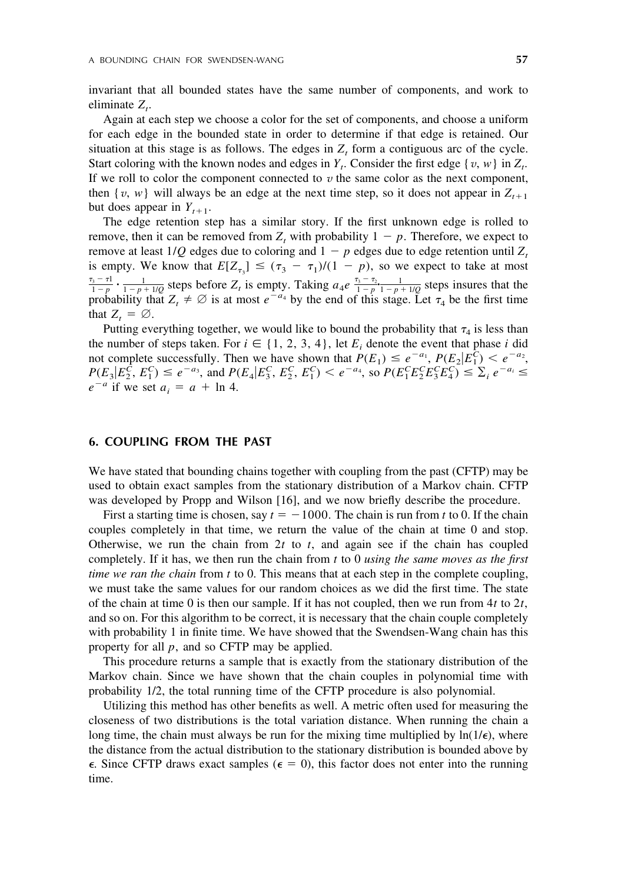invariant that all bounded states have the same number of components, and work to eliminate $Z_t$.

Again at each step we choose a color for the set of components, and choose a uniform for each edge in the bounded state in order to determine if that edge is retained. Our situation at this stage is as follows. The edges in $Z_t$ form a contiguous arc of the cycle. Start coloring with the known nodes and edges in $Y_t$. Consider the first edge $\{v, w\}$ in $Z_t$. If we roll to color the component connected to $v$ the same color as the next component, then $\{v, w\}$ will always be an edge at the next time step, so it does not appear in $Z_{t+1}$ but does appear in $Y_{t+1}$.

The edge retention step has a similar story. If the first unknown edge is rolled to remove, then it can be removed from $Z_t$ with probability $1 - p$. Therefore, we expect to remove at least $1/Q$ edges due to coloring and $1 - p$ edges due to edge retention until $Z_t$ is empty. We know that $E[Z_{\tau_3}] \leq (\tau_3 - \tau_1)/(1 - p)$, so we expect to take at most $\frac{\tau_3 - \tau 1}{1-p} \cdot \frac{1}{1-p+1/Q}$ steps before $Z_t$ is empty. Taking $a_4 e \frac{\tau_3 - \tau_2}{1-p} \frac{1}{1-p+1/Q}$ steps insures that the probability that $Z_t \neq \emptyset$ is at most $e^{-a_4}$ by the end of this stage. Let $\tau_4$ be the first time that $Z_t = \emptyset$.

Putting everything together, we would like to bound the probability that $\tau_4$ is less than the number of steps taken. For $i \in \{1, 2, 3, 4\}$, let $E_i$ denote the event that phase $i$ did not complete successfully. Then we have shown that $P(E_1) \leq e^{-a_1}$, $P(E_2 | E_1^C) < e^{-a_2}$, $P(E_3 | E_2^C, E_1^C) \leq e^{-a_3}$, and $P(E_4 | E_3^C, E_2^C, E_1^C) < e^{-a_4}$, so $P(E_1^C E_2^C E_3^C E_4^C) \leq \sum_i e^{-a_i} \leq e^{-a}$ if we set $a_i = a + \ln 4$.

## 6. COUPLING FROM THE PAST

We have stated that bounding chains together with coupling from the past (CFTP) may be used to obtain exact samples from the stationary distribution of a Markov chain. CFTP was developed by Propp and Wilson [16], and we now briefly describe the procedure.

First a starting time is chosen, say $t = -1000$. The chain is run from $t$ to 0. If the chain couples completely in that time, we return the value of the chain at time 0 and stop. Otherwise, we run the chain from $2t$ to $t$, and again see if the chain has coupled completely. If it has, we then run the chain from $t$ to 0 *using the same moves as the first time we ran the chain* from $t$ to 0. This means that at each step in the complete coupling, we must take the same values for our random choices as we did the first time. The state of the chain at time 0 is then our sample. If it has not coupled, then we run from $4t$ to $2t$, and so on. For this algorithm to be correct, it is necessary that the chain couple completely with probability 1 in finite time. We have showed that the Swendsen-Wang chain has this property for all $p$, and so CFTP may be applied.

This procedure returns a sample that is exactly from the stationary distribution of the Markov chain. Since we have shown that the chain couples in polynomial time with probability 1/2, the total running time of the CFTP procedure is also polynomial.

Utilizing this method has other benefits as well. A metric often used for measuring the closeness of two distributions is the total variation distance. When running the chain a long time, the chain must always be run for the mixing time multiplied by $\ln(1/\epsilon)$, where the distance from the actual distribution to the stationary distribution is bounded above by $\epsilon$. Since CFTP draws exact samples ($\epsilon = 0$), this factor does not enter into the running time.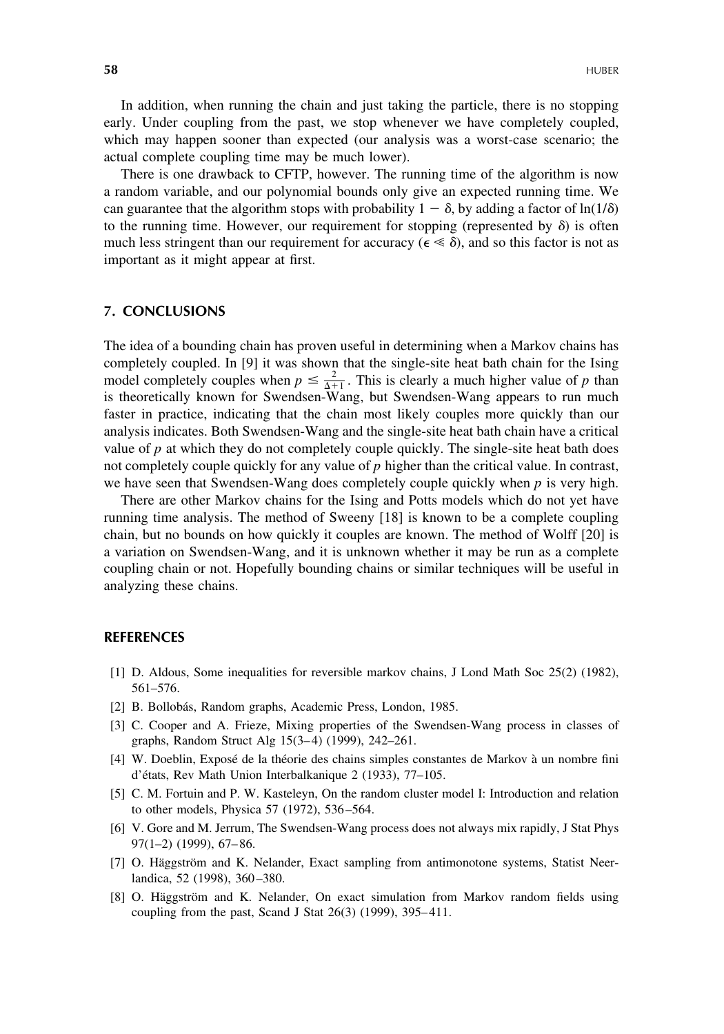In addition, when running the chain and just taking the particle, there is no stopping early. Under coupling from the past, we stop whenever we have completely coupled, which may happen sooner than expected (our analysis was a worst-case scenario; the actual complete coupling time may be much lower).

There is one drawback to CFTP, however. The running time of the algorithm is now a random variable, and our polynomial bounds only give an expected running time. We can guarantee that the algorithm stops with probability $1 - \delta$, by adding a factor of $\ln(1/\delta)$ to the running time. However, our requirement for stopping (represented by $\delta$) is often much less stringent than our requirement for accuracy ($\epsilon \ll \delta$), and so this factor is not as important as it might appear at first.

## 7. CONCLUSIONS

The idea of a bounding chain has proven useful in determining when a Markov chains has completely coupled. In [9] it was shown that the single-site heat bath chain for the Ising model completely couples when $p \leq \frac{2}{\Delta+1}$. This is clearly a much higher value of $p$ than is theoretically known for Swendsen-Wang, but Swendsen-Wang appears to run much faster in practice, indicating that the chain most likely couples more quickly than our analysis indicates. Both Swendsen-Wang and the single-site heat bath chain have a critical value of $p$ at which they do not completely couple quickly. The single-site heat bath does not completely couple quickly for any value of $p$ higher than the critical value. In contrast, we have seen that Swendsen-Wang does completely couple quickly when $p$ is very high.

There are other Markov chains for the Ising and Potts models which do not yet have running time analysis. The method of Sweeny [18] is known to be a complete coupling chain, but no bounds on how quickly it couples are known. The method of Wolff [20] is a variation on Swendsen-Wang, and it is unknown whether it may be run as a complete coupling chain or not. Hopefully bounding chains or similar techniques will be useful in analyzing these chains.

## REFERENCES

[1] D. Aldous, Some inequalities for reversible markov chains, J Lond Math Soc 25(2) (1982), 561–576.

[2] B. Bollobás, Random graphs, Academic Press, London, 1985.

[3] C. Cooper and A. Frieze, Mixing properties of the Swendsen-Wang process in classes of graphs, Random Struct Alg 15(3–4) (1999), 242–261.

[4] W. Doeblin, Exposé de la théorie des chains simples constantes de Markov à un nombre fini d'états, Rev Math Union Interbalkanique 2 (1933), 77–105.

[5] C. M. Fortuin and P. W. Kasteleyn, On the random cluster model I: Introduction and relation to other models, Physica 57 (1972), 536–564.

[6] V. Gore and M. Jerrum, The Swendsen-Wang process does not always mix rapidly, J Stat Phys 97(1–2) (1999), 67–86.

[7] O. Häggström and K. Nelander, Exact sampling from antimonotone systems, Statist Neerlandica, 52 (1998), 360–380.

[8] O. Häggström and K. Nelander, On exact simulation from Markov random fields using coupling from the past, Scand J Stat 26(3) (1999), 395–411.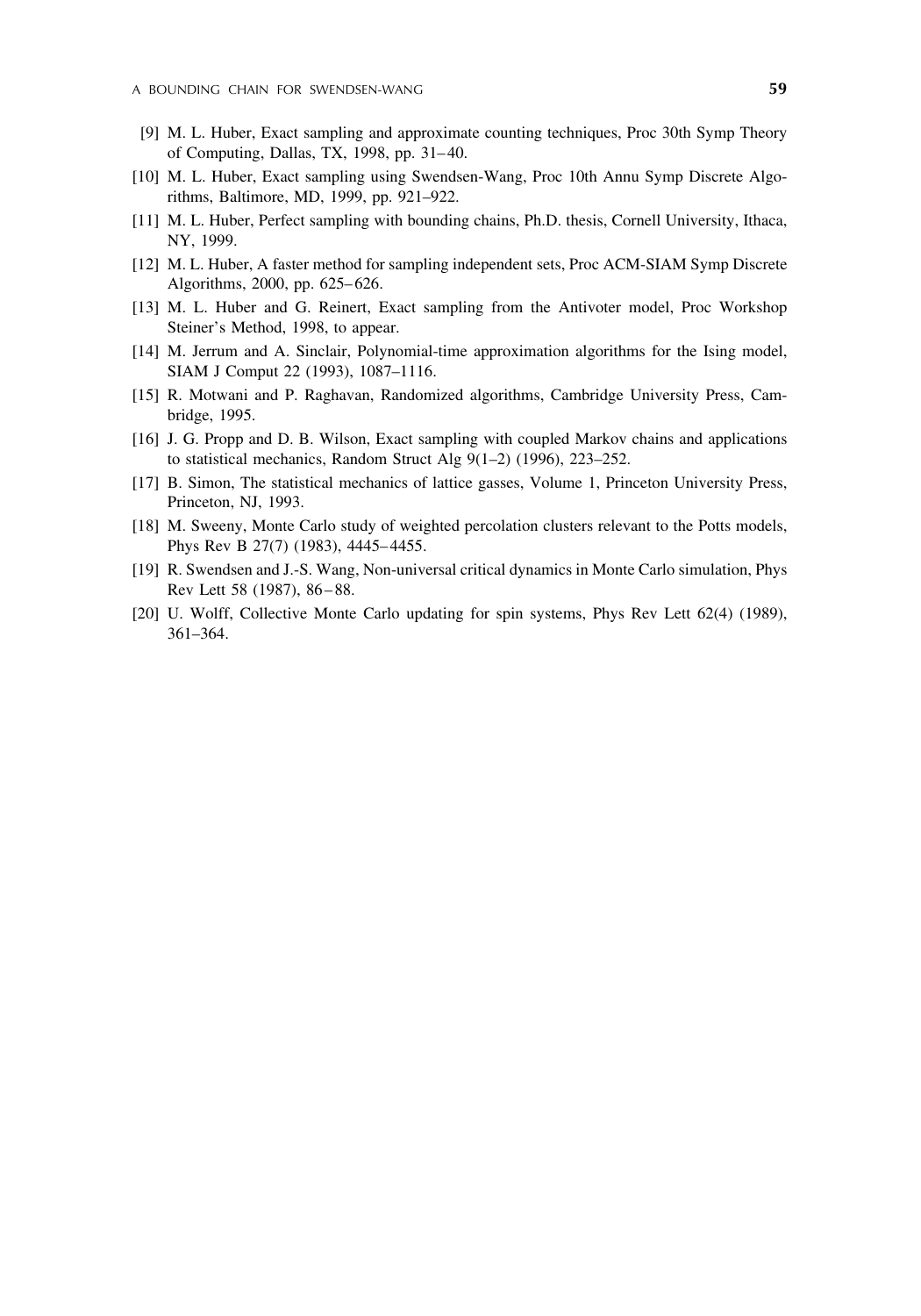[9] M. L. Huber, Exact sampling and approximate counting techniques, Proc 30th Symp Theory of Computing, Dallas, TX, 1998, pp. 31–40.

[10] M. L. Huber, Exact sampling using Swendsen-Wang, Proc 10th Annu Symp Discrete Algorithms, Baltimore, MD, 1999, pp. 921–922.

[11] M. L. Huber, Perfect sampling with bounding chains, Ph.D. thesis, Cornell University, Ithaca, NY, 1999.

[12] M. L. Huber, A faster method for sampling independent sets, Proc ACM-SIAM Symp Discrete Algorithms, 2000, pp. 625–626.

[13] M. L. Huber and G. Reinert, Exact sampling from the Antivoter model, Proc Workshop Steiner's Method, 1998, to appear.

[14] M. Jerrum and A. Sinclair, Polynomial-time approximation algorithms for the Ising model, SIAM J Comput 22 (1993), 1087–1116.

[15] R. Motwani and P. Raghavan, Randomized algorithms, Cambridge University Press, Cambridge, 1995.

[16] J. G. Propp and D. B. Wilson, Exact sampling with coupled Markov chains and applications to statistical mechanics, Random Struct Alg 9(1–2) (1996), 223–252.

[17] B. Simon, The statistical mechanics of lattice gasses, Volume 1, Princeton University Press, Princeton, NJ, 1993.

[18] M. Sweeny, Monte Carlo study of weighted percolation clusters relevant to the Potts models, Phys Rev B 27(7) (1983), 4445–4455.

[19] R. Swendsen and J.-S. Wang, Non-universal critical dynamics in Monte Carlo simulation, Phys Rev Lett 58 (1987), 86–88.

[20] U. Wolff, Collective Monte Carlo updating for spin systems, Phys Rev Lett 62(4) (1989), 361–364.